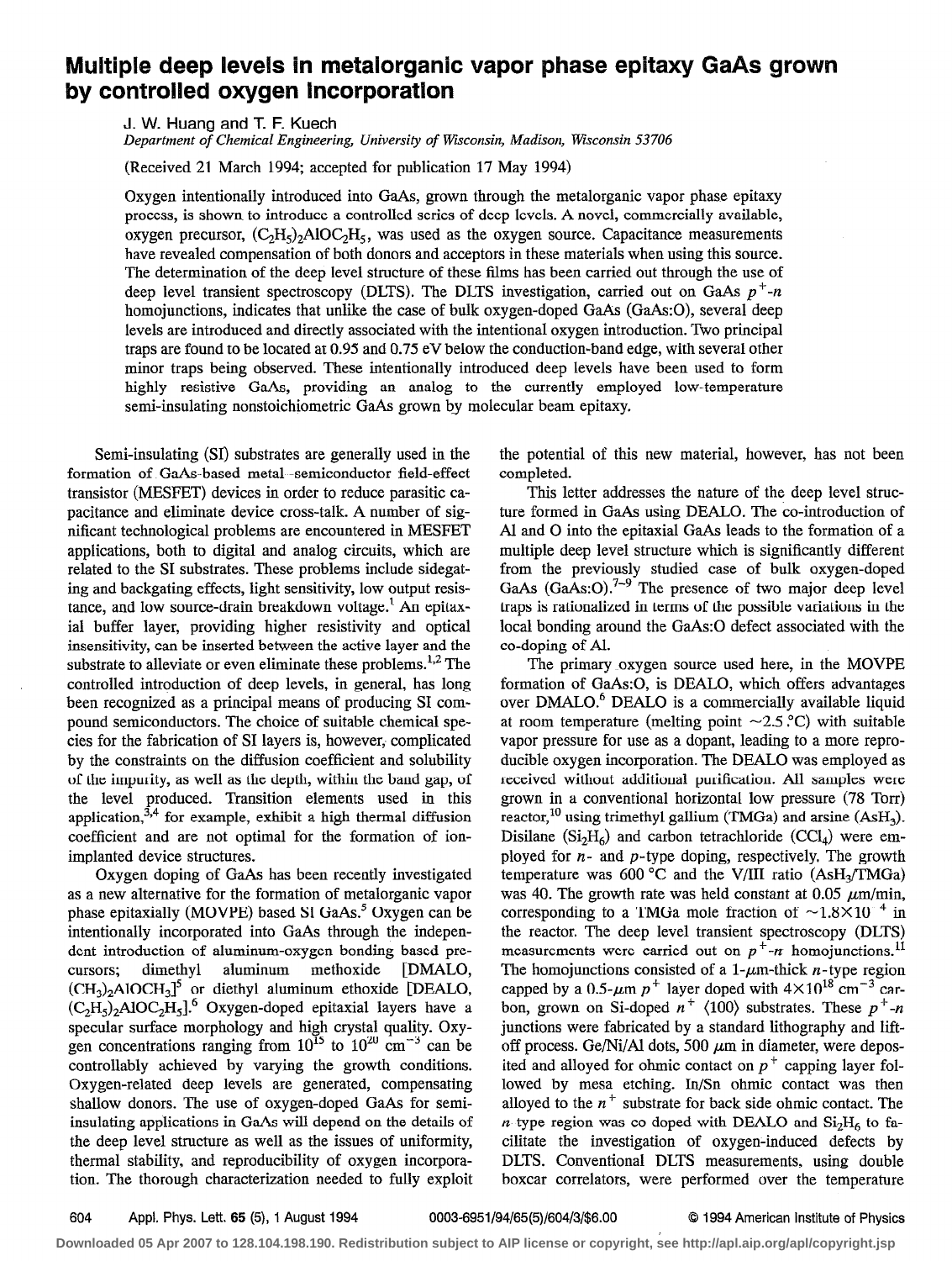# Multiple deep levels in metalorganic vapor phase epitaxy GaAs grown by controlled oxygen incorporation

J. W. Huang and T. F. Kuech

*Department of Chemical Engineering, University of Wisconsin, Madison, Wisconsin 53706*

(Received 21 March 1994; accepted for publication 17 May 1994)

Oxygen intentionally introduced into GaAs, grown through the metalorganic vapor phase epitaxy process, is shown to introduce a controlled series of deep levels. A novel, commercially available, oxygen precursor, $(C_2H_5)_2AlOC_2H_5$, was used as the oxygen source. Capacitance measurements have revealed compensation of both donors and acceptors in these materials when using this source. The determination of the deep level structure of these films has been carried out through the use of deep level transient spectroscopy (DLTS). The DLTS investigation, carried out on GaAs $p^+$-$n$ homojunctions, indicates that unlike the case of bulk oxygen-doped GaAs (GaAs:O), several deep levels are introduced and directly associated with the intentional oxygen introduction. Two principal traps are found to be located at 0.95 and 0.75 eV below the conduction-band edge, with several other minor traps being observed. These intentionally introduced deep levels have been used to form highly resistive GaAs, providing an analog to the currently employed low-temperature semi-insulating nonstoichiometric GaAs grown by molecular beam epitaxy.

Semi-insulating (SI) substrates are generally used in the formation of GaAs-based metal–semiconductor field-effect transistor (MESFET) devices in order to reduce parasitic capacitance and eliminate device cross-talk. A number of significant technological problems are encountered in MESFET applications, both to digital and analog circuits, which are related to the SI substrates. These problems include sidegating and backgating effects, light sensitivity, low output resistance, and low source-drain breakdown voltage.[1] An epitaxial buffer layer, providing higher resistivity and optical insensitivity, can be inserted between the active layer and the substrate to alleviate or even eliminate these problems.[1,2] The controlled introduction of deep levels, in general, has long been recognized as a principal means of producing SI compound semiconductors. The choice of suitable chemical species for the fabrication of SI layers is, however, complicated by the constraints on the diffusion coefficient and solubility of the impurity, as well as the depth, within the band gap, of the level produced. Transition elements used in this application,[3,4] for example, exhibit a high thermal diffusion coefficient and are not optimal for the formation of ion-implanted device structures.

Oxygen doping of GaAs has been recently investigated as a new alternative for the formation of metalorganic vapor phase epitaxially (MOVPE) based SI GaAs.[5] Oxygen can be intentionally incorporated into GaAs through the independent introduction of aluminum-oxygen bonding based precursors; dimethyl aluminum methoxide [DMALO, $(CH_3)_2AlOCH_3$][5] or diethyl aluminum ethoxide [DEALO, $(C_2H_5)_2AlOC_2H_5$].[6] Oxygen-doped epitaxial layers have a specular surface morphology and high crystal quality. Oxygen concentrations ranging from $10^{15}$ to $10^{20}$ $cm^{-3}$ can be controllably achieved by varying the growth conditions. Oxygen-related deep levels are generated, compensating shallow donors. The use of oxygen-doped GaAs for semi-insulating applications in GaAs will depend on the details of the deep level structure as well as the issues of uniformity, thermal stability, and reproducibility of oxygen incorporation. The thorough characterization needed to fully exploit the potential of this new material, however, has not been completed.

This letter addresses the nature of the deep level structure formed in GaAs using DEALO. The co-introduction of Al and O into the epitaxial GaAs leads to the formation of a multiple deep level structure which is significantly different from the previously studied case of bulk oxygen-doped GaAs (GaAs:O).[7–9] The presence of two major deep level traps is rationalized in terms of the possible variations in the local bonding around the GaAs:O defect associated with the co-doping of Al.

The primary oxygen source used here, in the MOVPE formation of GaAs:O, is DEALO, which offers advantages over DMALO.[6] DEALO is a commercially available liquid at room temperature (melting point ~2.5 °C) with suitable vapor pressure for use as a dopant, leading to a more reproducible oxygen incorporation. The DEALO was employed as received without additional purification. All samples were grown in a conventional horizontal low pressure (78 Torr) reactor,[10] using trimethyl gallium (TMGa) and arsine ($AsH_3$). Disilane ($Si_2H_6$) and carbon tetrachloride ($CCl_4$) were employed for $n$- and $p$-type doping, respectively. The growth temperature was 600 °C and the V/III ratio ($AsH_3$/TMGa) was 40. The growth rate was held constant at 0.05 $\mu$m/min, corresponding to a TMGa mole fraction of $\sim 1.8\times10^{-4}$ in the reactor. The deep level transient spectroscopy (DLTS) measurements were carried out on $p^+$-$n$ homojunctions.[11] The homojunctions consisted of a 1-$\mu$m-thick $n$-type region capped by a 0.5-$\mu$m $p^+$ layer doped with $4\times10^{18}$ $cm^{-3}$ carbon, grown on Si-doped $n^+$ ⟨100⟩ substrates. These $p^+$-$n$ junctions were fabricated by a standard lithography and lift-off process. Ge/Ni/Al dots, 500 $\mu$m in diameter, were deposited and alloyed for ohmic contact on $p^+$ capping layer followed by mesa etching. In/Sn ohmic contact was then alloyed to the $n^+$ substrate for back side ohmic contact. The $n$ type region was co doped with DEALO and $Si_2H_6$ to facilitate the investigation of oxygen-induced defects by DLTS. Conventional DLTS measurements, using double boxcar correlators, were performed over the temperature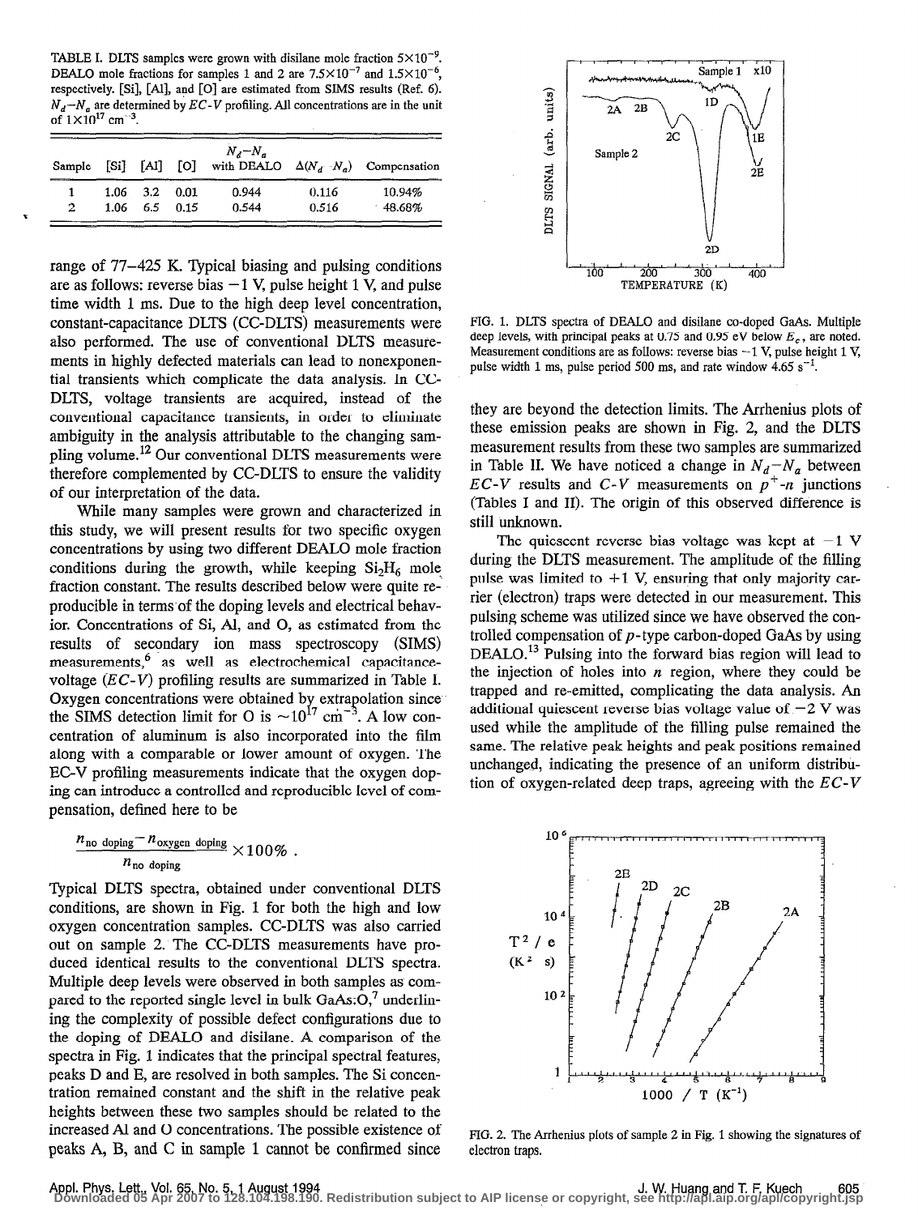TABLE I. DLTS samples were grown with disilane mole fraction $5\times10^{-9}$. DEALO mole fractions for samples 1 and 2 are $7.5\times10^{-7}$ and $1.5\times10^{-6}$, respectively. [Si], [Al], and [O] are estimated from SIMS results (Ref. 6). $N_d-N_a$ are determined by $EC$-$V$ profiling. All concentrations are in the unit of $1\times10^{17}$ cm$^{-3}$.

| Sample | [Si] | [Al] | [O] | $N_d-N_a$ with DEALO | $\Delta(N_d-N_a)$ | Compensation |
|---|---|---|---|---|---|---|
| 1 | 1.06 | 3.2 | 0.01 | 0.944 | 0.116 | 10.94% |
| 2 | 1.06 | 6.5 | 0.15 | 0.544 | 0.516 | 48.68% |

range of 77–425 K. Typical biasing and pulsing conditions are as follows: reverse bias −1 V, pulse height 1 V, and pulse time width 1 ms. Due to the high deep level concentration, constant-capacitance DLTS (CC-DLTS) measurements were also performed. The use of conventional DLTS measurements in highly defected materials can lead to nonexponential transients which complicate the data analysis. In CC-DLTS, voltage transients are acquired, instead of the conventional capacitance transients, in order to eliminate ambiguity in the analysis attributable to the changing sampling volume.[12] Our conventional DLTS measurements were therefore complemented by CC-DLTS to ensure the validity of our interpretation of the data.

While many samples were grown and characterized in this study, we will present results for two specific oxygen concentrations by using two different DEALO mole fraction conditions during the growth, while keeping $Si_2H_6$ mole fraction constant. The results described below were quite reproducible in terms of the doping levels and electrical behavior. Concentrations of Si, Al, and O, as estimated from the results of secondary ion mass spectroscopy (SIMS) measurements,[6] as well as electrochemical capacitance-voltage ($EC$-$V$) profiling results are summarized in Table I. Oxygen concentrations were obtained by extrapolation since the SIMS detection limit for O is $\sim10^{17}$ cm$^{-3}$. A low concentration of aluminum is also incorporated into the film along with a comparable or lower amount of oxygen. The EC-V profiling measurements indicate that the oxygen doping can introduce a controlled and reproducible level of compensation, defined here to be

$$\frac{n_{\text{no doping}}-n_{\text{oxygen doping}}}{n_{\text{no doping}}}\times100\% .$$

Typical DLTS spectra, obtained under conventional DLTS conditions, are shown in Fig. 1 for both the high and low oxygen concentration samples. CC-DLTS was also carried out on sample 2. The CC-DLTS measurements have produced identical results to the conventional DLTS spectra. Multiple deep levels were observed in both samples as compared to the reported single level in bulk GaAs:O,[7] underlining the complexity of possible defect configurations due to the doping of DEALO and disilane. A comparison of the spectra in Fig. 1 indicates that the principal spectral features, peaks D and E, are resolved in both samples. The Si concentration remained constant and the shift in the relative peak heights between these two samples should be related to the increased Al and O concentrations. The possible existence of peaks A, B, and C in sample 1 cannot be confirmed since they are beyond the detection limits. The Arrhenius plots of these emission peaks are shown in Fig. 2, and the DLTS measurement results from these two samples are summarized in Table II. We have noticed a change in $N_d-N_a$ between $EC$-$V$ results and $C$-$V$ measurements on $p^+$-$n$ junctions (Tables I and II). The origin of this observed difference is still unknown.

FIG. 1. DLTS spectra of DEALO and disilane co-doped GaAs. Multiple deep levels, with principal peaks at 0.75 and 0.95 eV below $E_c$, are noted. Measurement conditions are as follows: reverse bias −1 V, pulse height 1 V, pulse width 1 ms, pulse period 500 ms, and rate window 4.65 s$^{-1}$.

The quiescent reverse bias voltage was kept at −1 V during the DLTS measurement. The amplitude of the filling pulse was limited to +1 V, ensuring that only majority carrier (electron) traps were detected in our measurement. This pulsing scheme was utilized since we have observed the controlled compensation of $p$-type carbon-doped GaAs by using DEALO.[13] Pulsing into the forward bias region will lead to the injection of holes into $n$ region, where they could be trapped and re-emitted, complicating the data analysis. An additional quiescent reverse bias voltage value of −2 V was used while the amplitude of the filling pulse remained the same. The relative peak heights and peak positions remained unchanged, indicating the presence of an uniform distribution of oxygen-related deep traps, agreeing with the $EC$-$V$

FIG. 2. The Arrhenius plots of sample 2 in Fig. 1 showing the signatures of electron traps.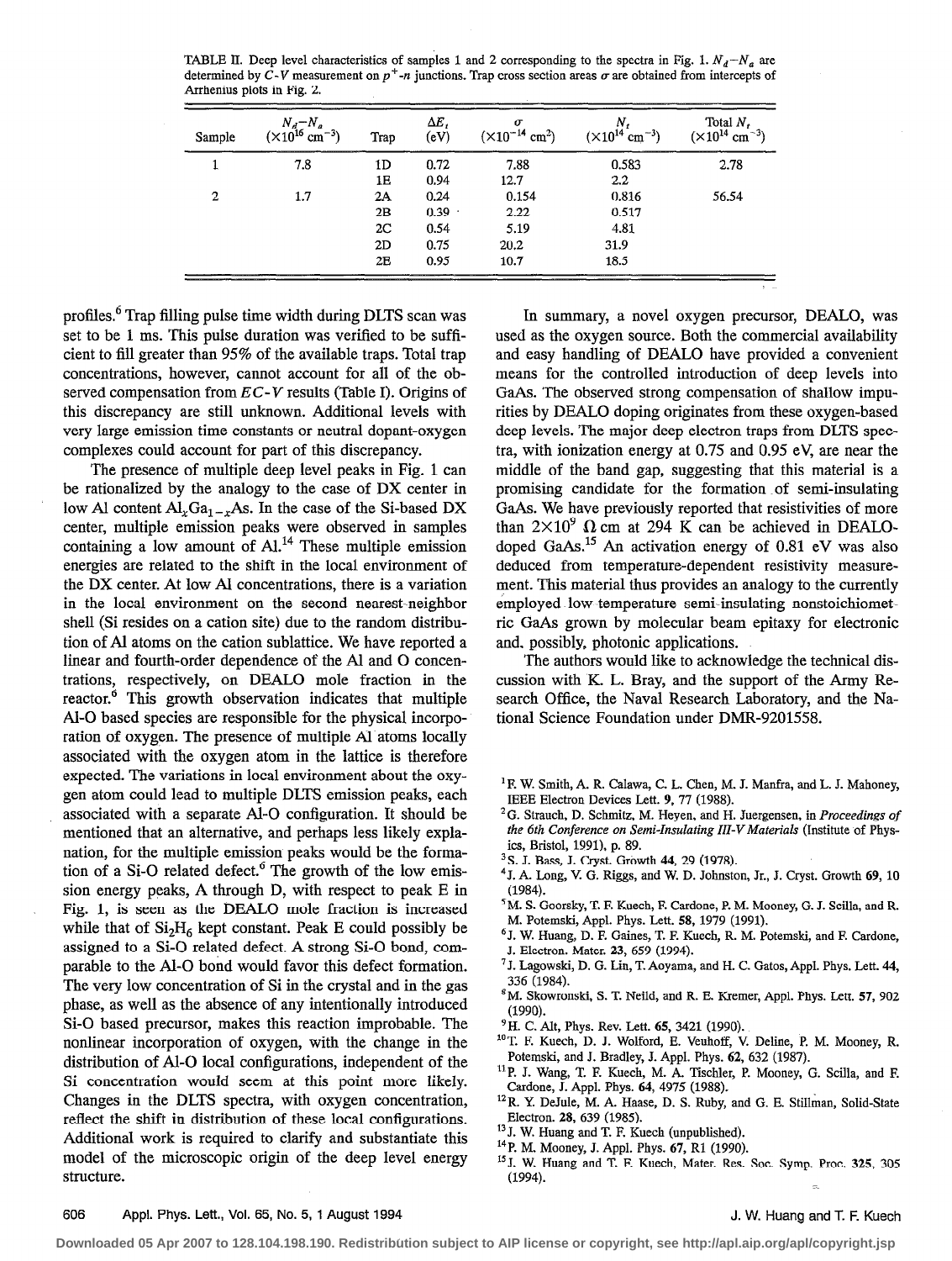TABLE II. Deep level characteristics of samples 1 and 2 corresponding to the spectra in Fig. 1. $N_d - N_a$ are determined by $C$-$V$ measurement on $p^+$-$n$ junctions. Trap cross section areas $\sigma$ are obtained from intercepts of Arrhenius plots in Fig. 2.

| Sample | $N_d - N_a$ ($\times 10^{16}$ cm$^{-3}$) | Trap | $\Delta E_t$ (eV) | $\sigma$ ($\times 10^{-14}$ cm$^2$) | $N_t$ ($\times 10^{14}$ cm$^{-3}$) | Total $N_t$ ($\times 10^{14}$ cm$^{-3}$) |
|---|---|---|---|---|---|---|
| 1 | 7.8 | 1D | 0.72 | 7.88 | 0.583 | 2.78 |
| | | 1E | 0.94 | 12.7 | 2.2 | |
| 2 | 1.7 | 2A | 0.24 | 0.154 | 0.816 | 56.54 |
| | | 2B | 0.39 | 2.22 | 0.517 | |
| | | 2C | 0.54 | 5.19 | 4.81 | |
| | | 2D | 0.75 | 20.2 | 31.9 | |
| | | 2E | 0.95 | 10.7 | 18.5 | |

profiles.[6] Trap filling pulse time width during DLTS scan was set to be 1 ms. This pulse duration was verified to be sufficient to fill greater than 95% of the available traps. Total trap concentrations, however, cannot account for all of the observed compensation from $EC$-$V$ results (Table I). Origins of this discrepancy are still unknown. Additional levels with very large emission time constants or neutral dopant-oxygen complexes could account for part of this discrepancy.

The presence of multiple deep level peaks in Fig. 1 can be rationalized by the analogy to the case of DX center in low Al content $Al_xGa_{1-x}As$. In the case of the Si-based DX center, multiple emission peaks were observed in samples containing a low amount of Al.[14] These multiple emission energies are related to the shift in the local environment of the DX center. At low Al concentrations, there is a variation in the local environment on the second nearest-neighbor shell (Si resides on a cation site) due to the random distribution of Al atoms on the cation sublattice. We have reported a linear and fourth-order dependence of the Al and O concentrations, respectively, on DEALO mole fraction in the reactor.[6] This growth observation indicates that multiple Al-O based species are responsible for the physical incorporation of oxygen. The presence of multiple Al atoms locally associated with the oxygen atom in the lattice is therefore expected. The variations in local environment about the oxygen atom could lead to multiple DLTS emission peaks, each associated with a separate Al-O configuration. It should be mentioned that an alternative, and perhaps less likely explanation, for the multiple emission peaks would be the formation of a Si-O related defect.[6] The growth of the low emission energy peaks, A through D, with respect to peak E in Fig. 1, is seen as the DEALO mole fraction is increased while that of $Si_2H_6$ kept constant. Peak E could possibly be assigned to a Si-O related defect. A strong Si-O bond, comparable to the Al-O bond would favor this defect formation. The very low concentration of Si in the crystal and in the gas phase, as well as the absence of any intentionally introduced Si-O based precursor, makes this reaction improbable. The nonlinear incorporation of oxygen, with the change in the distribution of Al-O local configurations, independent of the Si concentration would seem at this point more likely. Changes in the DLTS spectra, with oxygen concentration, reflect the shift in distribution of these local configurations. Additional work is required to clarify and substantiate this model of the microscopic origin of the deep level energy structure.

In summary, a novel oxygen precursor, DEALO, was used as the oxygen source. Both the commercial availability and easy handling of DEALO have provided a convenient means for the controlled introduction of deep levels into GaAs. The observed strong compensation of shallow impurities by DEALO doping originates from these oxygen-based deep levels. The major deep electron traps from DLTS spectra, with ionization energy at 0.75 and 0.95 eV, are near the middle of the band gap, suggesting that this material is a promising candidate for the formation of semi-insulating GaAs. We have previously reported that resistivities of more than $2\times10^9$ $\Omega$ cm at 294 K can be achieved in DEALO-doped GaAs.[15] An activation energy of 0.81 eV was also deduced from temperature-dependent resistivity measurement. This material thus provides an analogy to the currently employed low temperature semi-insulating nonstoichiometric GaAs grown by molecular beam epitaxy for electronic and, possibly, photonic applications.

The authors would like to acknowledge the technical discussion with K. L. Bray, and the support of the Army Research Office, the Naval Research Laboratory, and the National Science Foundation under DMR-9201558.

[1] F. W. Smith, A. R. Calawa, C. L. Chen, M. J. Manfra, and L. J. Mahoney, IEEE Electron Devices Lett. 9, 77 (1988).
[2] G. Strauch, D. Schmitz, M. Heyen, and H. Juergensen, in *Proceedings of the 6th Conference on Semi-Insulating III-V Materials* (Institute of Physics, Bristol, 1991), p. 89.
[3] S. J. Bass, J. Cryst. Growth 44, 29 (1978).
[4] J. A. Long, V. G. Riggs, and W. D. Johnston, Jr., J. Cryst. Growth 69, 10 (1984).
[5] M. S. Goorsky, T. F. Kuech, F. Cardone, P. M. Mooney, G. J. Scilla, and R. M. Potemski, Appl. Phys. Lett. 58, 1979 (1991).
[6] J. W. Huang, D. F. Gaines, T. F. Kuech, R. M. Potemski, and F. Cardone, J. Electron. Mater. 23, 659 (1994).
[7] J. Lagowski, D. G. Lin, T. Aoyama, and H. C. Gatos, Appl. Phys. Lett. 44, 336 (1984).
[8] M. Skowronski, S. T. Neild, and R. E. Kremer, Appl. Phys. Lett. 57, 902 (1990).
[9] H. C. Alt, Phys. Rev. Lett. 65, 3421 (1990).
[10] T. F. Kuech, D. J. Wolford, E. Veuhoff, V. Deline, P. M. Mooney, R. Potemski, and J. Bradley, J. Appl. Phys. 62, 632 (1987).
[11] P. J. Wang, T. F. Kuech, M. A. Tischler, P. Mooney, G. Scilla, and F. Cardone, J. Appl. Phys. 64, 4975 (1988).
[12] R. Y. DeJule, M. A. Haase, D. S. Ruby, and G. E. Stillman, Solid-State Electron. 28, 639 (1985).
[13] J. W. Huang and T. F. Kuech (unpublished).
[14] P. M. Mooney, J. Appl. Phys. 67, R1 (1990).
[15] J. W. Huang and T. F. Kuech, Mater. Res. Soc. Symp. Proc. 325, 305 (1994).